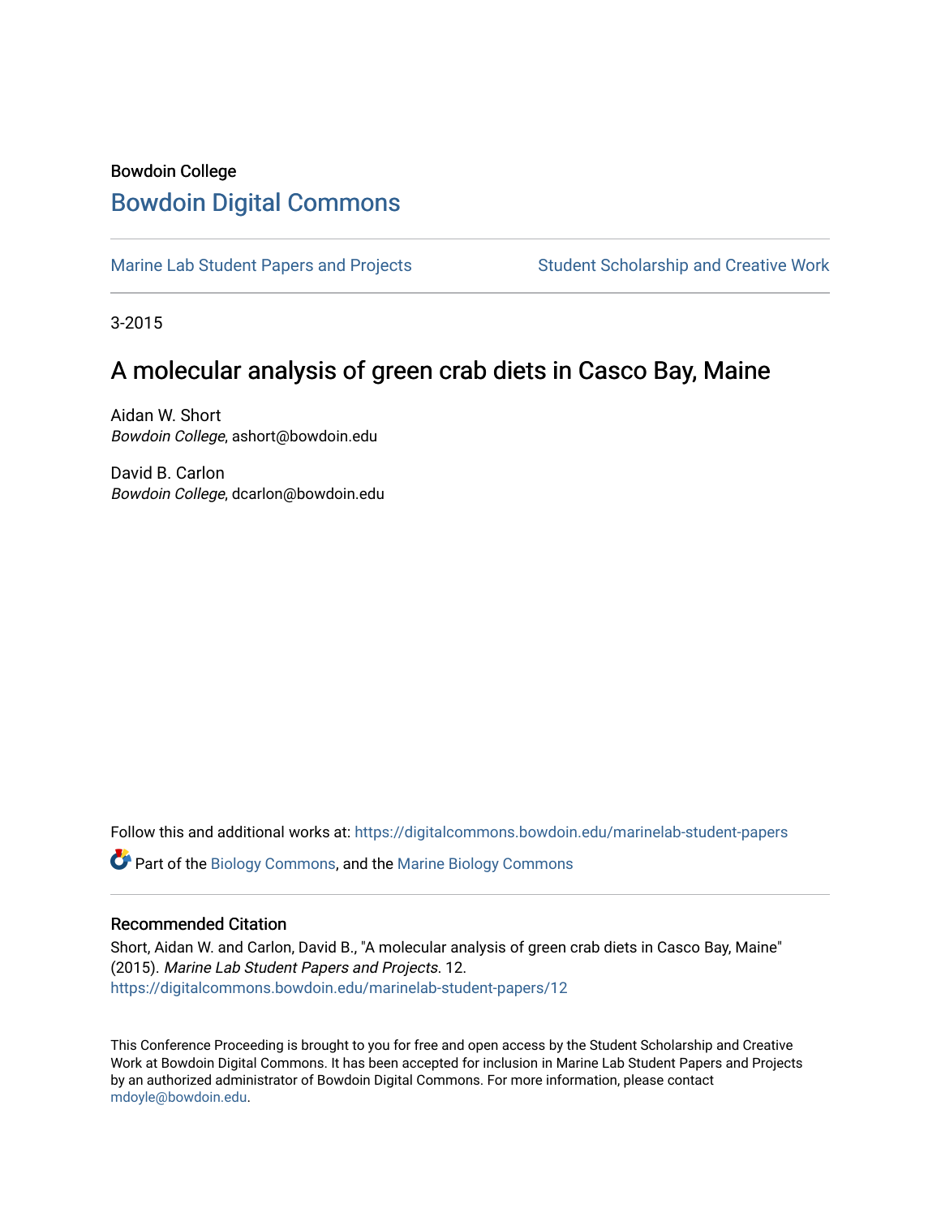Bowdoin College

# Bowdoin Digital Commons

Marine Lab Student Papers and Projects

Student Scholarship and Creative Work

3-2015

## A molecular analysis of green crab diets in Casco Bay, Maine

Aidan W. Short
*Bowdoin College*, ashort@bowdoin.edu

David B. Carlon
*Bowdoin College*, dcarlon@bowdoin.edu

Follow this and additional works at: https://digitalcommons.bowdoin.edu/marinelab-student-papers

Part of the Biology Commons, and the Marine Biology Commons

### Recommended Citation

Short, Aidan W. and Carlon, David B., "A molecular analysis of green crab diets in Casco Bay, Maine" (2015). *Marine Lab Student Papers and Projects*. 12.
https://digitalcommons.bowdoin.edu/marinelab-student-papers/12

This Conference Proceeding is brought to you for free and open access by the Student Scholarship and Creative Work at Bowdoin Digital Commons. It has been accepted for inclusion in Marine Lab Student Papers and Projects by an authorized administrator of Bowdoin Digital Commons. For more information, please contact mdoyle@bowdoin.edu.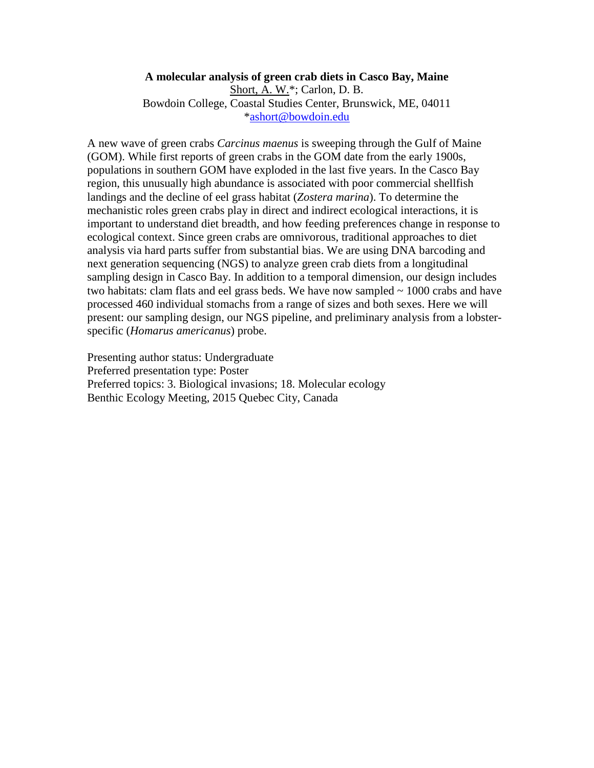**A molecular analysis of green crab diets in Casco Bay, Maine**

Short, A. W.*; Carlon, D. B.
Bowdoin College, Coastal Studies Center, Brunswick, ME, 04011
*ashort@bowdoin.edu

A new wave of green crabs *Carcinus maenus* is sweeping through the Gulf of Maine (GOM). While first reports of green crabs in the GOM date from the early 1900s, populations in southern GOM have exploded in the last five years. In the Casco Bay region, this unusually high abundance is associated with poor commercial shellfish landings and the decline of eel grass habitat (*Zostera marina*). To determine the mechanistic roles green crabs play in direct and indirect ecological interactions, it is important to understand diet breadth, and how feeding preferences change in response to ecological context. Since green crabs are omnivorous, traditional approaches to diet analysis via hard parts suffer from substantial bias. We are using DNA barcoding and next generation sequencing (NGS) to analyze green crab diets from a longitudinal sampling design in Casco Bay. In addition to a temporal dimension, our design includes two habitats: clam flats and eel grass beds. We have now sampled ~ 1000 crabs and have processed 460 individual stomachs from a range of sizes and both sexes. Here we will present: our sampling design, our NGS pipeline, and preliminary analysis from a lobster-specific (*Homarus americanus*) probe.

Presenting author status: Undergraduate
Preferred presentation type: Poster
Preferred topics: 3. Biological invasions; 18. Molecular ecology
Benthic Ecology Meeting, 2015 Quebec City, Canada